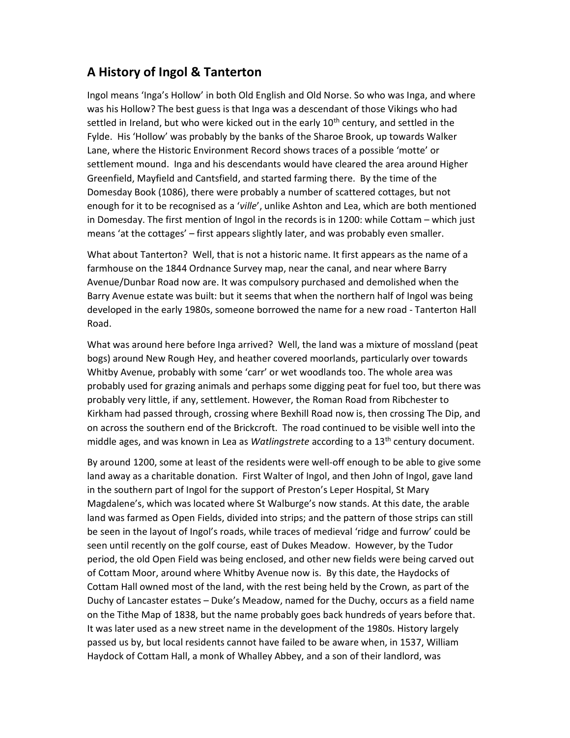## A History of Ingol & Tanterton

Ingol means 'Inga's Hollow' in both Old English and Old Norse. So who was Inga, and where was his Hollow? The best guess is that Inga was a descendant of those Vikings who had settled in Ireland, but who were kicked out in the early 10th century, and settled in the Fylde. His 'Hollow' was probably by the banks of the Sharoe Brook, up towards Walker Lane, where the Historic Environment Record shows traces of a possible 'motte' or settlement mound. Inga and his descendants would have cleared the area around Higher Greenfield, Mayfield and Cantsfield, and started farming there. By the time of the Domesday Book (1086), there were probably a number of scattered cottages, but not enough for it to be recognised as a '*ville*', unlike Ashton and Lea, which are both mentioned in Domesday. The first mention of Ingol in the records is in 1200: while Cottam – which just means 'at the cottages' – first appears slightly later, and was probably even smaller.

What about Tanterton? Well, that is not a historic name. It first appears as the name of a farmhouse on the 1844 Ordnance Survey map, near the canal, and near where Barry Avenue/Dunbar Road now are. It was compulsory purchased and demolished when the Barry Avenue estate was built: but it seems that when the northern half of Ingol was being developed in the early 1980s, someone borrowed the name for a new road - Tanterton Hall Road.

What was around here before Inga arrived? Well, the land was a mixture of mossland (peat bogs) around New Rough Hey, and heather covered moorlands, particularly over towards Whitby Avenue, probably with some 'carr' or wet woodlands too. The whole area was probably used for grazing animals and perhaps some digging peat for fuel too, but there was probably very little, if any, settlement. However, the Roman Road from Ribchester to Kirkham had passed through, crossing where Bexhill Road now is, then crossing The Dip, and on across the southern end of the Brickcroft. The road continued to be visible well into the middle ages, and was known in Lea as *Watlingstrete* according to a 13th century document.

By around 1200, some at least of the residents were well-off enough to be able to give some land away as a charitable donation. First Walter of Ingol, and then John of Ingol, gave land in the southern part of Ingol for the support of Preston's Leper Hospital, St Mary Magdalene's, which was located where St Walburge's now stands. At this date, the arable land was farmed as Open Fields, divided into strips; and the pattern of those strips can still be seen in the layout of Ingol's roads, while traces of medieval 'ridge and furrow' could be seen until recently on the golf course, east of Dukes Meadow. However, by the Tudor period, the old Open Field was being enclosed, and other new fields were being carved out of Cottam Moor, around where Whitby Avenue now is. By this date, the Haydocks of Cottam Hall owned most of the land, with the rest being held by the Crown, as part of the Duchy of Lancaster estates – Duke's Meadow, named for the Duchy, occurs as a field name on the Tithe Map of 1838, but the name probably goes back hundreds of years before that. It was later used as a new street name in the development of the 1980s. History largely passed us by, but local residents cannot have failed to be aware when, in 1537, William Haydock of Cottam Hall, a monk of Whalley Abbey, and a son of their landlord, was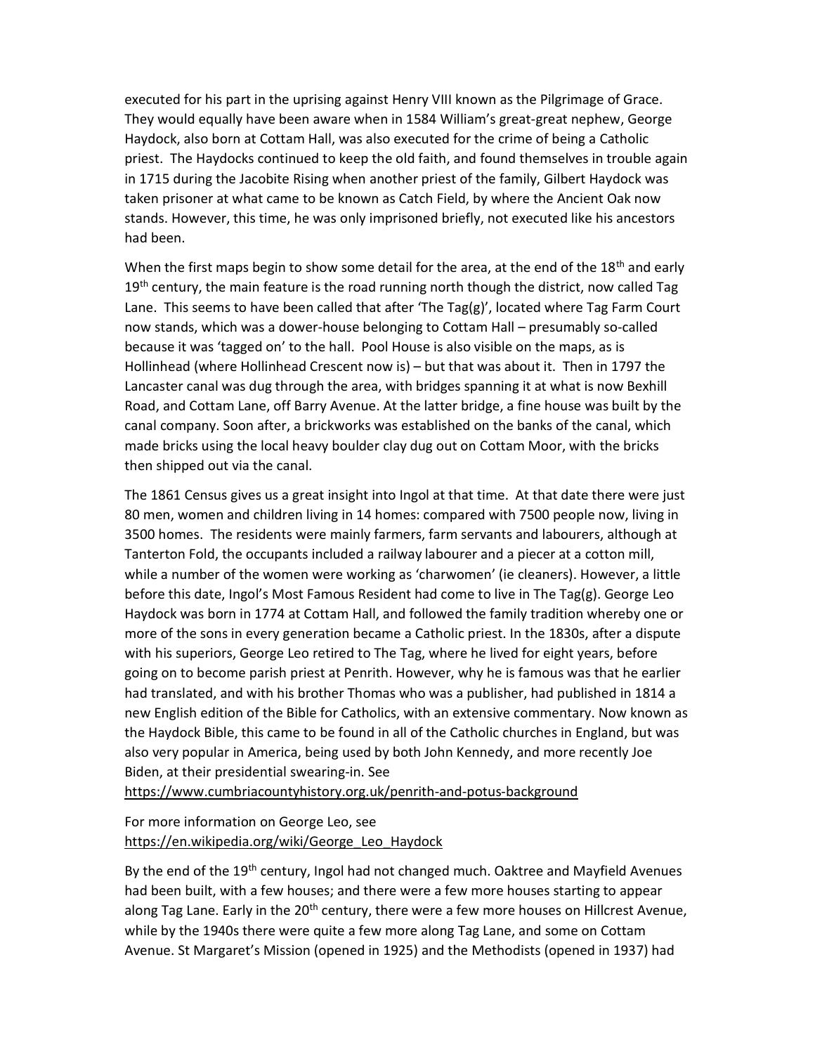executed for his part in the uprising against Henry VIII known as the Pilgrimage of Grace. They would equally have been aware when in 1584 William's great-great nephew, George Haydock, also born at Cottam Hall, was also executed for the crime of being a Catholic priest. The Haydocks continued to keep the old faith, and found themselves in trouble again in 1715 during the Jacobite Rising when another priest of the family, Gilbert Haydock was taken prisoner at what came to be known as Catch Field, by where the Ancient Oak now stands. However, this time, he was only imprisoned briefly, not executed like his ancestors had been.

When the first maps begin to show some detail for the area, at the end of the 18th and early 19th century, the main feature is the road running north though the district, now called Tag Lane. This seems to have been called that after 'The Tag(g)', located where Tag Farm Court now stands, which was a dower-house belonging to Cottam Hall – presumably so-called because it was 'tagged on' to the hall. Pool House is also visible on the maps, as is Hollinhead (where Hollinhead Crescent now is) – but that was about it. Then in 1797 the Lancaster canal was dug through the area, with bridges spanning it at what is now Bexhill Road, and Cottam Lane, off Barry Avenue. At the latter bridge, a fine house was built by the canal company. Soon after, a brickworks was established on the banks of the canal, which made bricks using the local heavy boulder clay dug out on Cottam Moor, with the bricks then shipped out via the canal.

The 1861 Census gives us a great insight into Ingol at that time. At that date there were just 80 men, women and children living in 14 homes: compared with 7500 people now, living in 3500 homes. The residents were mainly farmers, farm servants and labourers, although at Tanterton Fold, the occupants included a railway labourer and a piecer at a cotton mill, while a number of the women were working as 'charwomen' (ie cleaners). However, a little before this date, Ingol's Most Famous Resident had come to live in The Tag(g). George Leo Haydock was born in 1774 at Cottam Hall, and followed the family tradition whereby one or more of the sons in every generation became a Catholic priest. In the 1830s, after a dispute with his superiors, George Leo retired to The Tag, where he lived for eight years, before going on to become parish priest at Penrith. However, why he is famous was that he earlier had translated, and with his brother Thomas who was a publisher, had published in 1814 a new English edition of the Bible for Catholics, with an extensive commentary. Now known as the Haydock Bible, this came to be found in all of the Catholic churches in England, but was also very popular in America, being used by both John Kennedy, and more recently Joe Biden, at their presidential swearing-in. See https://www.cumbriacountyhistory.org.uk/penrith-and-potus-background

For more information on George Leo, see https://en.wikipedia.org/wiki/George_Leo_Haydock

By the end of the 19th century, Ingol had not changed much. Oaktree and Mayfield Avenues had been built, with a few houses; and there were a few more houses starting to appear along Tag Lane. Early in the 20th century, there were a few more houses on Hillcrest Avenue, while by the 1940s there were quite a few more along Tag Lane, and some on Cottam Avenue. St Margaret's Mission (opened in 1925) and the Methodists (opened in 1937) had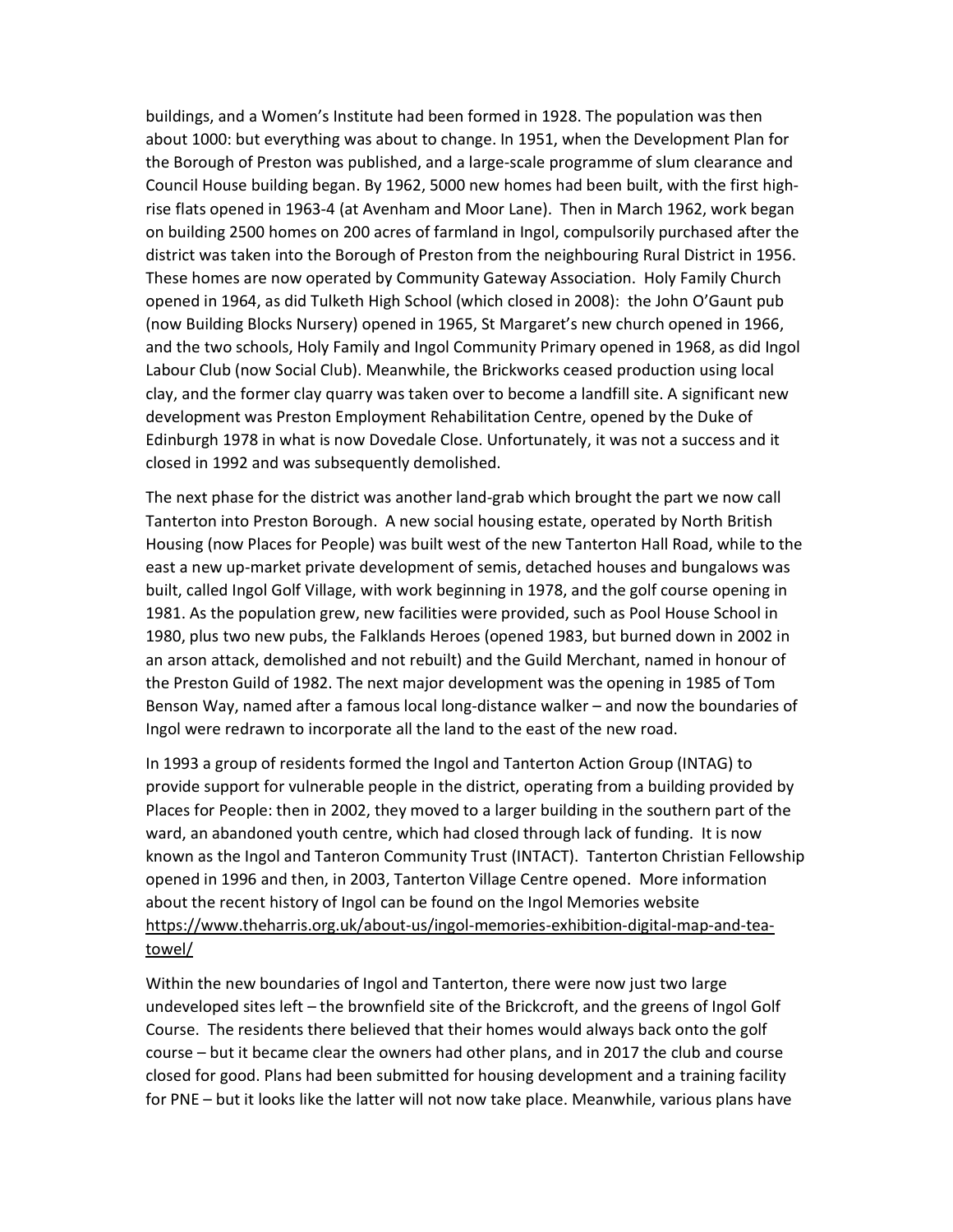buildings, and a Women's Institute had been formed in 1928. The population was then about 1000: but everything was about to change. In 1951, when the Development Plan for the Borough of Preston was published, and a large-scale programme of slum clearance and Council House building began. By 1962, 5000 new homes had been built, with the first high-rise flats opened in 1963-4 (at Avenham and Moor Lane). Then in March 1962, work began on building 2500 homes on 200 acres of farmland in Ingol, compulsorily purchased after the district was taken into the Borough of Preston from the neighbouring Rural District in 1956. These homes are now operated by Community Gateway Association. Holy Family Church opened in 1964, as did Tulketh High School (which closed in 2008): the John O'Gaunt pub (now Building Blocks Nursery) opened in 1965, St Margaret's new church opened in 1966, and the two schools, Holy Family and Ingol Community Primary opened in 1968, as did Ingol Labour Club (now Social Club). Meanwhile, the Brickworks ceased production using local clay, and the former clay quarry was taken over to become a landfill site. A significant new development was Preston Employment Rehabilitation Centre, opened by the Duke of Edinburgh 1978 in what is now Dovedale Close. Unfortunately, it was not a success and it closed in 1992 and was subsequently demolished.

The next phase for the district was another land-grab which brought the part we now call Tanterton into Preston Borough. A new social housing estate, operated by North British Housing (now Places for People) was built west of the new Tanterton Hall Road, while to the east a new up-market private development of semis, detached houses and bungalows was built, called Ingol Golf Village, with work beginning in 1978, and the golf course opening in 1981. As the population grew, new facilities were provided, such as Pool House School in 1980, plus two new pubs, the Falklands Heroes (opened 1983, but burned down in 2002 in an arson attack, demolished and not rebuilt) and the Guild Merchant, named in honour of the Preston Guild of 1982. The next major development was the opening in 1985 of Tom Benson Way, named after a famous local long-distance walker – and now the boundaries of Ingol were redrawn to incorporate all the land to the east of the new road.

In 1993 a group of residents formed the Ingol and Tanterton Action Group (INTAG) to provide support for vulnerable people in the district, operating from a building provided by Places for People: then in 2002, they moved to a larger building in the southern part of the ward, an abandoned youth centre, which had closed through lack of funding. It is now known as the Ingol and Tanteron Community Trust (INTACT). Tanterton Christian Fellowship opened in 1996 and then, in 2003, Tanterton Village Centre opened. More information about the recent history of Ingol can be found on the Ingol Memories website https://www.theharris.org.uk/about-us/ingol-memories-exhibition-digital-map-and-tea-towel/

Within the new boundaries of Ingol and Tanterton, there were now just two large undeveloped sites left – the brownfield site of the Brickcroft, and the greens of Ingol Golf Course. The residents there believed that their homes would always back onto the golf course – but it became clear the owners had other plans, and in 2017 the club and course closed for good. Plans had been submitted for housing development and a training facility for PNE – but it looks like the latter will not now take place. Meanwhile, various plans have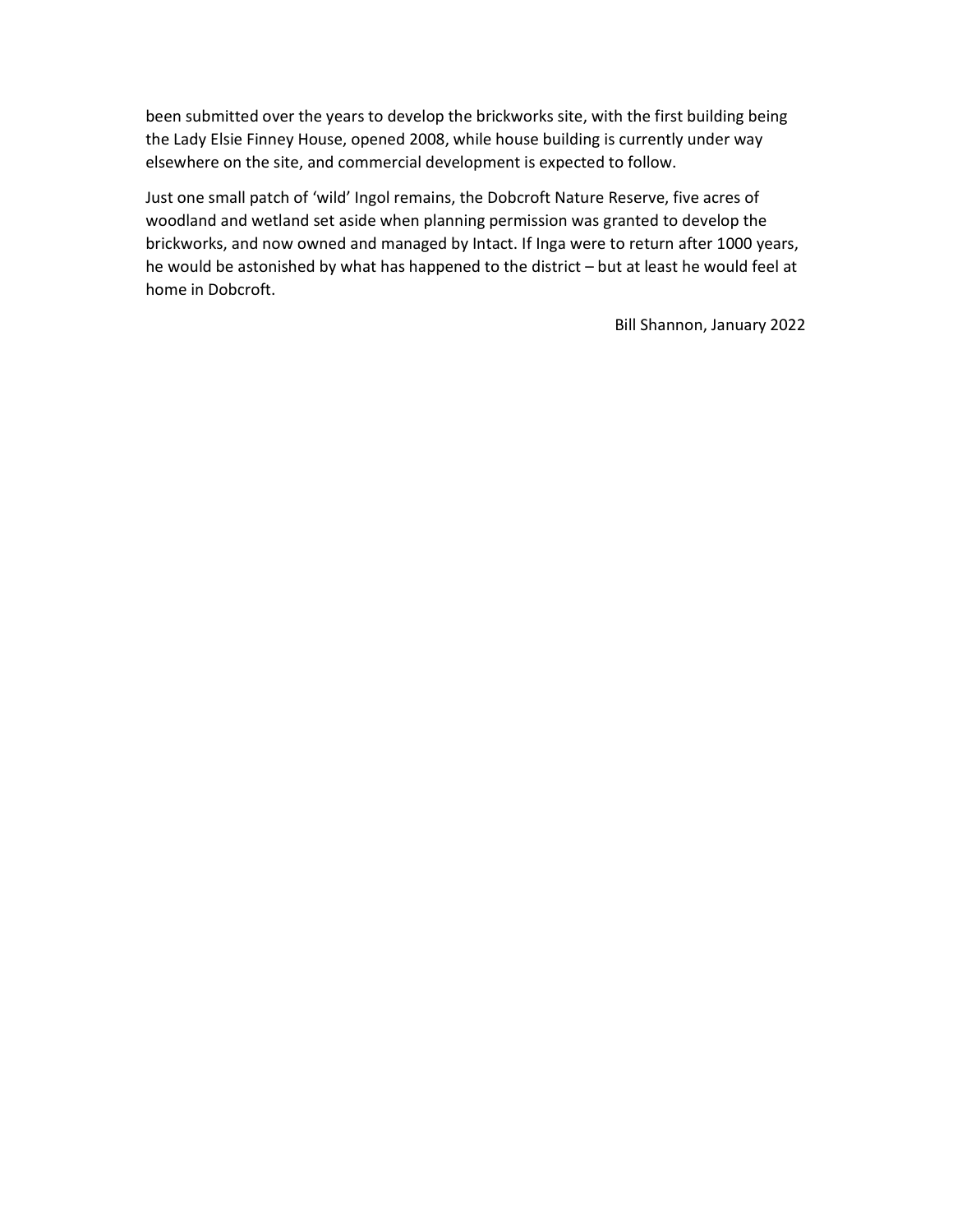been submitted over the years to develop the brickworks site, with the first building being the Lady Elsie Finney House, opened 2008, while house building is currently under way elsewhere on the site, and commercial development is expected to follow.

Just one small patch of 'wild' Ingol remains, the Dobcroft Nature Reserve, five acres of woodland and wetland set aside when planning permission was granted to develop the brickworks, and now owned and managed by Intact. If Inga were to return after 1000 years, he would be astonished by what has happened to the district – but at least he would feel at home in Dobcroft.

Bill Shannon, January 2022